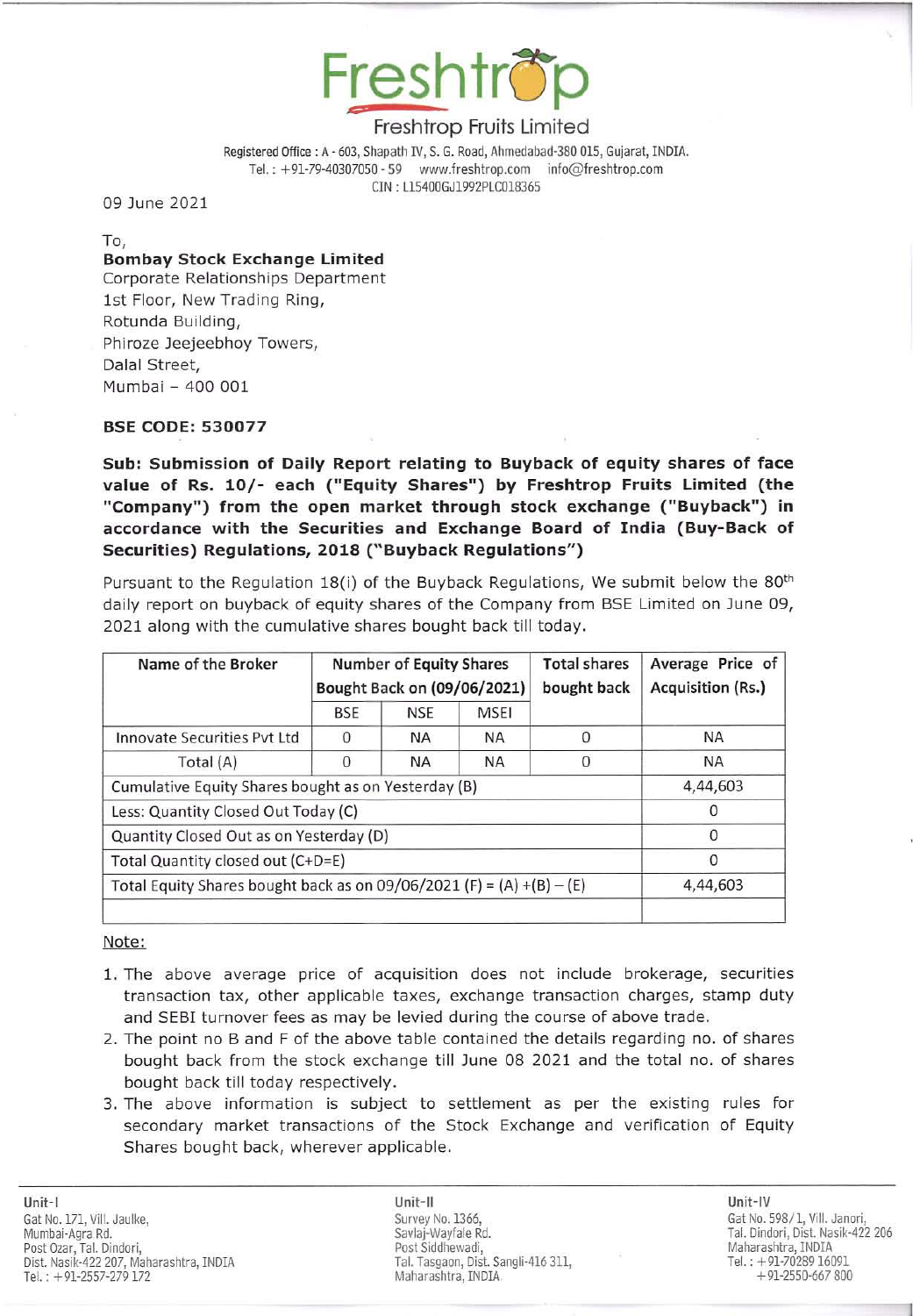# Freshtrop

Freshtrop Fruits Limited

Registered Office : A - 603, Shapath IV, S. G. Road, Ahmedabad-380 015, Gujarat, INDIA.
Tel. : +91-79-40307050 - 59 www.freshtrop.com info@freshtrop.com
CIN : L15400GJ1992PLC018365

09 June 2021

To,
**Bombay Stock Exchange Limited**
Corporate Relationships Department
1st Floor, New Trading Ring,
Rotunda Building,
Phiroze Jeejeebhoy Towers,
Dalal Street,
Mumbai – 400 001

**BSE CODE: 530077**

**Sub: Submission of Daily Report relating to Buyback of equity shares of face value of Rs. 10/- each ("Equity Shares") by Freshtrop Fruits Limited (the "Company") from the open market through stock exchange ("Buyback") in accordance with the Securities and Exchange Board of India (Buy-Back of Securities) Regulations, 2018 ("Buyback Regulations")**

Pursuant to the Regulation 18(i) of the Buyback Regulations, We submit below the 80th daily report on buyback of equity shares of the Company from BSE Limited on June 09, 2021 along with the cumulative shares bought back till today.

| Name of the Broker | Number of Equity Shares Bought Back on (09/06/2021) | | | Total shares bought back | Average Price of Acquisition (Rs.) |
|---|---|---|---|---|---|
| | BSE | NSE | MSEI | | |
| Innovate Securities Pvt Ltd | 0 | NA | NA | 0 | NA |
| Total (A) | 0 | NA | NA | 0 | NA |
| Cumulative Equity Shares bought as on Yesterday (B) | | | | | 4,44,603 |
| Less: Quantity Closed Out Today (C) | | | | | 0 |
| Quantity Closed Out as on Yesterday (D) | | | | | 0 |
| Total Quantity closed out (C+D=E) | | | | | 0 |
| Total Equity Shares bought back as on 09/06/2021 (F) = (A) +(B) – (E) | | | | | 4,44,603 |
| | | | | | |

Note:

1. The above average price of acquisition does not include brokerage, securities transaction tax, other applicable taxes, exchange transaction charges, stamp duty and SEBI turnover fees as may be levied during the course of above trade.
2. The point no B and F of the above table contained the details regarding no. of shares bought back from the stock exchange till June 08 2021 and the total no. of shares bought back till today respectively.
3. The above information is subject to settlement as per the existing rules for secondary market transactions of the Stock Exchange and verification of Equity Shares bought back, wherever applicable.

Unit-I
Gat No. 171, Vill. Jaulke,
Mumbai-Agra Rd.
Post Ozar, Tal. Dindori,
Dist. Nasik-422 207, Maharashtra, INDIA
Tel. : +91-2557-279 172

Unit-II
Survey No. 1366,
Savlaj-Wayfale Rd.
Post Siddhewadi,
Tal. Tasgaon, Dist. Sangli-416 311,
Maharashtra, INDIA.

Unit-IV
Gat No. 598/1, Vill. Janori,
Tal. Dindori, Dist. Nasik-422 206
Maharashtra, INDIA
Tel. : +91-70289 16091
+91-2550-667 800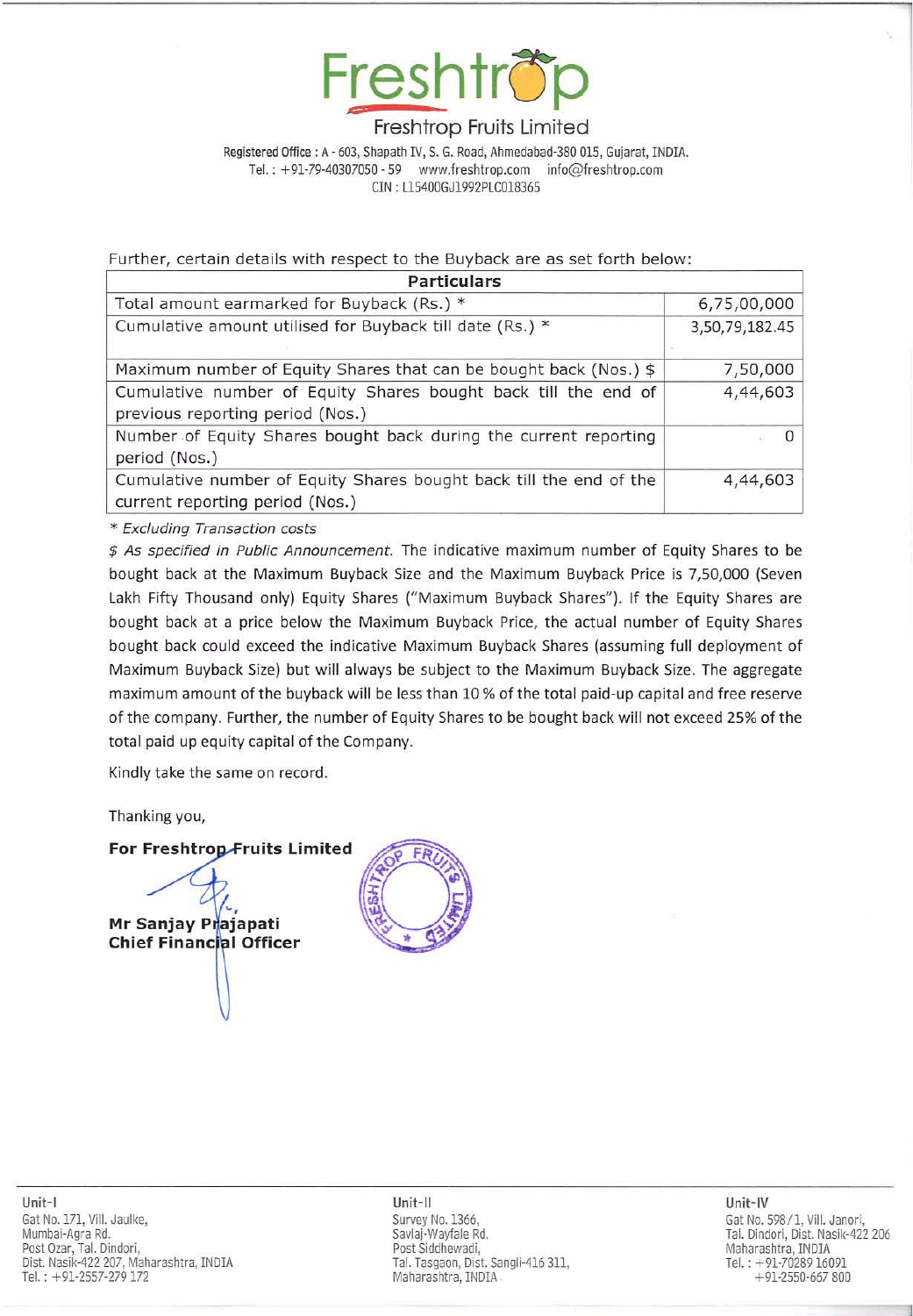Further, certain details with respect to the Buyback are as set forth below:

| Particulars | |
|---|---|
| Total amount earmarked for Buyback (Rs.) * | 6,75,00,000 |
| Cumulative amount utilised for Buyback till date (Rs.) * | 3,50,79,182.45 |
| Maximum number of Equity Shares that can be bought back (Nos.) $ | 7,50,000 |
| Cumulative number of Equity Shares bought back till the end of previous reporting period (Nos.) | 4,44,603 |
| Number of Equity Shares bought back during the current reporting period (Nos.) | 0 |
| Cumulative number of Equity Shares bought back till the end of the current reporting period (Nos.) | 4,44,603 |

* *Excluding Transaction costs*

$ *As specified in Public Announcement.* The indicative maximum number of Equity Shares to be bought back at the Maximum Buyback Size and the Maximum Buyback Price is 7,50,000 (Seven Lakh Fifty Thousand only) Equity Shares ("Maximum Buyback Shares"). If the Equity Shares are bought back at a price below the Maximum Buyback Price, the actual number of Equity Shares bought back could exceed the indicative Maximum Buyback Shares (assuming full deployment of Maximum Buyback Size) but will always be subject to the Maximum Buyback Size. The aggregate maximum amount of the buyback will be less than 10 % of the total paid-up capital and free reserve of the company. Further, the number of Equity Shares to be bought back will not exceed 25% of the total paid up equity capital of the Company.

Kindly take the same on record.

Thanking you,

**For Freshtrop Fruits Limited**

**Mr Sanjay Prajapati**
**Chief Financial Officer**